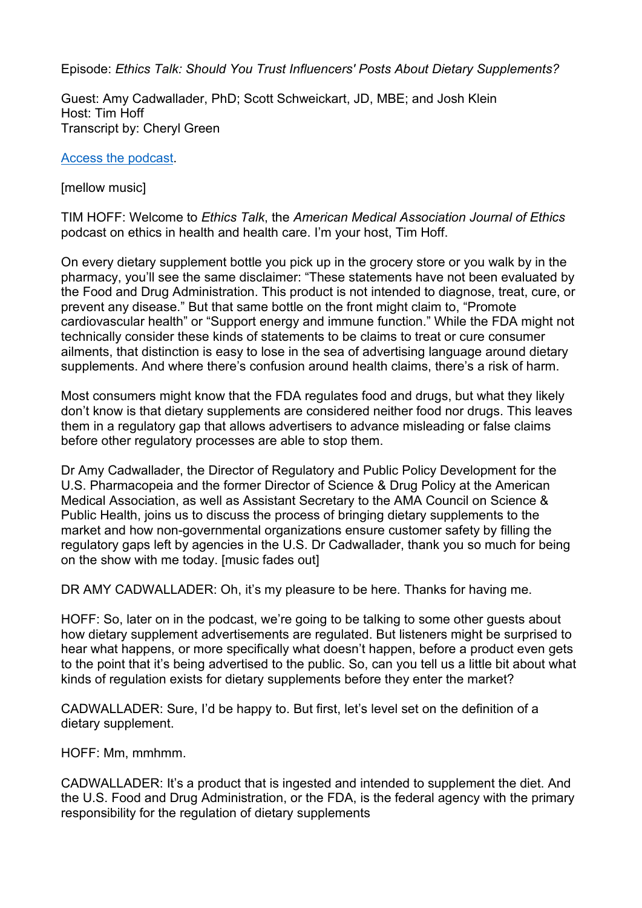Episode: *Ethics Talk: Should You Trust Influencers' Posts About Dietary Supplements?*

Guest: Amy Cadwallader, PhD; Scott Schweickart, JD, MBE; and Josh Klein
Host: Tim Hoff
Transcript by: Cheryl Green

[Access the podcast](#).

[mellow music]

TIM HOFF: Welcome to *Ethics Talk*, the *American Medical Association Journal of Ethics* podcast on ethics in health and health care. I'm your host, Tim Hoff.

On every dietary supplement bottle you pick up in the grocery store or you walk by in the pharmacy, you'll see the same disclaimer: "These statements have not been evaluated by the Food and Drug Administration. This product is not intended to diagnose, treat, cure, or prevent any disease." But that same bottle on the front might claim to, "Promote cardiovascular health" or "Support energy and immune function." While the FDA might not technically consider these kinds of statements to be claims to treat or cure consumer ailments, that distinction is easy to lose in the sea of advertising language around dietary supplements. And where there's confusion around health claims, there's a risk of harm.

Most consumers might know that the FDA regulates food and drugs, but what they likely don't know is that dietary supplements are considered neither food nor drugs. This leaves them in a regulatory gap that allows advertisers to advance misleading or false claims before other regulatory processes are able to stop them.

Dr Amy Cadwallader, the Director of Regulatory and Public Policy Development for the U.S. Pharmacopeia and the former Director of Science & Drug Policy at the American Medical Association, as well as Assistant Secretary to the AMA Council on Science & Public Health, joins us to discuss the process of bringing dietary supplements to the market and how non-governmental organizations ensure customer safety by filling the regulatory gaps left by agencies in the U.S. Dr Cadwallader, thank you so much for being on the show with me today. [music fades out]

DR AMY CADWALLADER: Oh, it's my pleasure to be here. Thanks for having me.

HOFF: So, later on in the podcast, we're going to be talking to some other guests about how dietary supplement advertisements are regulated. But listeners might be surprised to hear what happens, or more specifically what doesn't happen, before a product even gets to the point that it's being advertised to the public. So, can you tell us a little bit about what kinds of regulation exists for dietary supplements before they enter the market?

CADWALLADER: Sure, I'd be happy to. But first, let's level set on the definition of a dietary supplement.

HOFF: Mm, mmhmm.

CADWALLADER: It's a product that is ingested and intended to supplement the diet. And the U.S. Food and Drug Administration, or the FDA, is the federal agency with the primary responsibility for the regulation of dietary supplements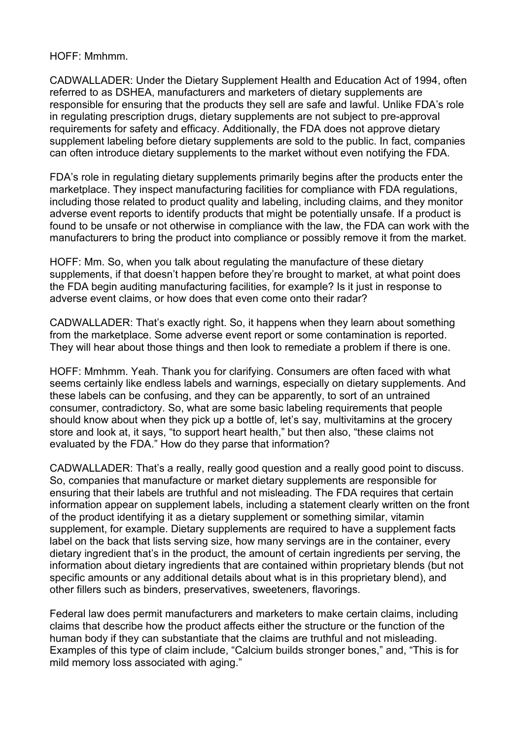HOFF: Mmhmm.

CADWALLADER: Under the Dietary Supplement Health and Education Act of 1994, often referred to as DSHEA, manufacturers and marketers of dietary supplements are responsible for ensuring that the products they sell are safe and lawful. Unlike FDA's role in regulating prescription drugs, dietary supplements are not subject to pre-approval requirements for safety and efficacy. Additionally, the FDA does not approve dietary supplement labeling before dietary supplements are sold to the public. In fact, companies can often introduce dietary supplements to the market without even notifying the FDA.

FDA's role in regulating dietary supplements primarily begins after the products enter the marketplace. They inspect manufacturing facilities for compliance with FDA regulations, including those related to product quality and labeling, including claims, and they monitor adverse event reports to identify products that might be potentially unsafe. If a product is found to be unsafe or not otherwise in compliance with the law, the FDA can work with the manufacturers to bring the product into compliance or possibly remove it from the market.

HOFF: Mm. So, when you talk about regulating the manufacture of these dietary supplements, if that doesn't happen before they're brought to market, at what point does the FDA begin auditing manufacturing facilities, for example? Is it just in response to adverse event claims, or how does that even come onto their radar?

CADWALLADER: That's exactly right. So, it happens when they learn about something from the marketplace. Some adverse event report or some contamination is reported. They will hear about those things and then look to remediate a problem if there is one.

HOFF: Mmhmm. Yeah. Thank you for clarifying. Consumers are often faced with what seems certainly like endless labels and warnings, especially on dietary supplements. And these labels can be confusing, and they can be apparently, to sort of an untrained consumer, contradictory. So, what are some basic labeling requirements that people should know about when they pick up a bottle of, let's say, multivitamins at the grocery store and look at, it says, "to support heart health," but then also, "these claims not evaluated by the FDA." How do they parse that information?

CADWALLADER: That's a really, really good question and a really good point to discuss. So, companies that manufacture or market dietary supplements are responsible for ensuring that their labels are truthful and not misleading. The FDA requires that certain information appear on supplement labels, including a statement clearly written on the front of the product identifying it as a dietary supplement or something similar, vitamin supplement, for example. Dietary supplements are required to have a supplement facts label on the back that lists serving size, how many servings are in the container, every dietary ingredient that's in the product, the amount of certain ingredients per serving, the information about dietary ingredients that are contained within proprietary blends (but not specific amounts or any additional details about what is in this proprietary blend), and other fillers such as binders, preservatives, sweeteners, flavorings.

Federal law does permit manufacturers and marketers to make certain claims, including claims that describe how the product affects either the structure or the function of the human body if they can substantiate that the claims are truthful and not misleading. Examples of this type of claim include, "Calcium builds stronger bones," and, "This is for mild memory loss associated with aging."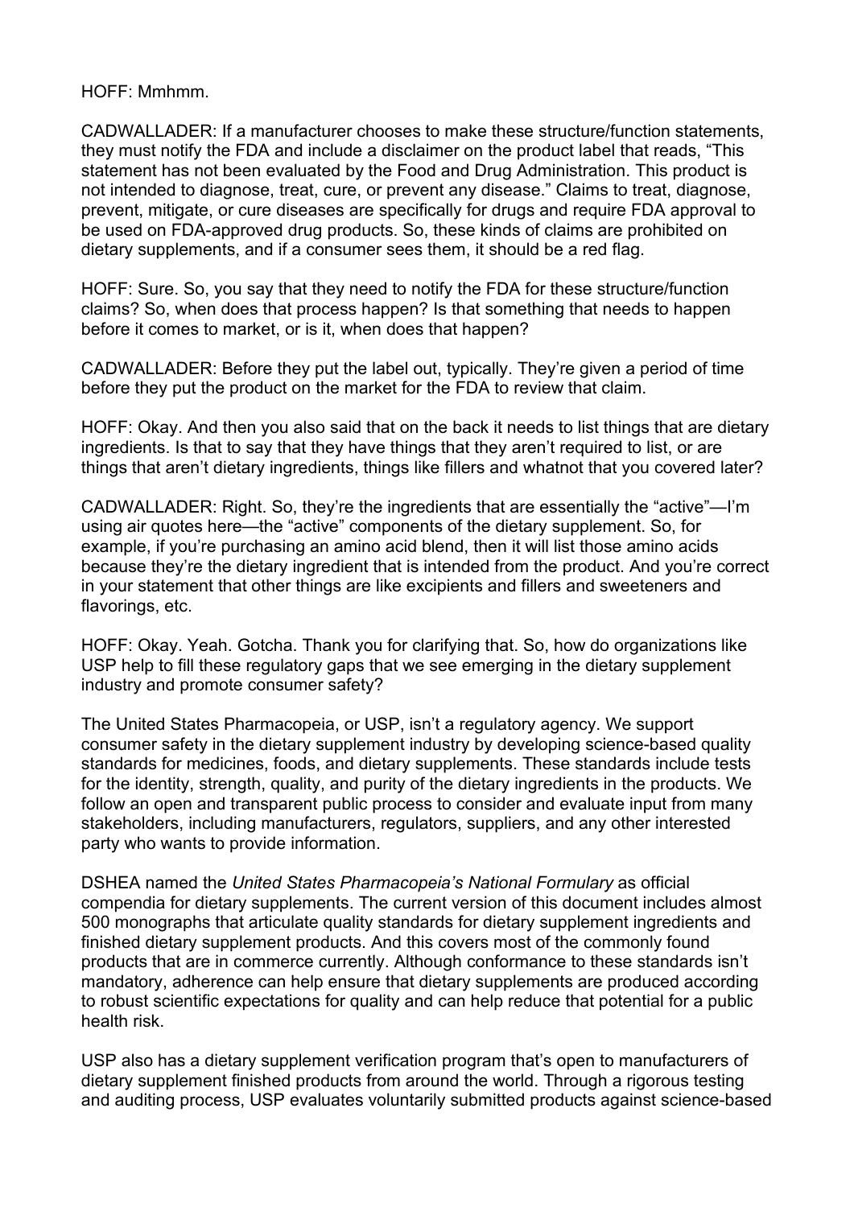HOFF: Mmhmm.

CADWALLADER: If a manufacturer chooses to make these structure/function statements, they must notify the FDA and include a disclaimer on the product label that reads, “This statement has not been evaluated by the Food and Drug Administration. This product is not intended to diagnose, treat, cure, or prevent any disease.” Claims to treat, diagnose, prevent, mitigate, or cure diseases are specifically for drugs and require FDA approval to be used on FDA-approved drug products. So, these kinds of claims are prohibited on dietary supplements, and if a consumer sees them, it should be a red flag.

HOFF: Sure. So, you say that they need to notify the FDA for these structure/function claims? So, when does that process happen? Is that something that needs to happen before it comes to market, or is it, when does that happen?

CADWALLADER: Before they put the label out, typically. They’re given a period of time before they put the product on the market for the FDA to review that claim.

HOFF: Okay. And then you also said that on the back it needs to list things that are dietary ingredients. Is that to say that they have things that they aren’t required to list, or are things that aren’t dietary ingredients, things like fillers and whatnot that you covered later?

CADWALLADER: Right. So, they’re the ingredients that are essentially the “active”—I’m using air quotes here—the “active” components of the dietary supplement. So, for example, if you’re purchasing an amino acid blend, then it will list those amino acids because they’re the dietary ingredient that is intended from the product. And you’re correct in your statement that other things are like excipients and fillers and sweeteners and flavorings, etc.

HOFF: Okay. Yeah. Gotcha. Thank you for clarifying that. So, how do organizations like USP help to fill these regulatory gaps that we see emerging in the dietary supplement industry and promote consumer safety?

The United States Pharmacopeia, or USP, isn’t a regulatory agency. We support consumer safety in the dietary supplement industry by developing science-based quality standards for medicines, foods, and dietary supplements. These standards include tests for the identity, strength, quality, and purity of the dietary ingredients in the products. We follow an open and transparent public process to consider and evaluate input from many stakeholders, including manufacturers, regulators, suppliers, and any other interested party who wants to provide information.

DSHEA named the *United States Pharmacopeia’s National Formulary* as official compendia for dietary supplements. The current version of this document includes almost 500 monographs that articulate quality standards for dietary supplement ingredients and finished dietary supplement products. And this covers most of the commonly found products that are in commerce currently. Although conformance to these standards isn’t mandatory, adherence can help ensure that dietary supplements are produced according to robust scientific expectations for quality and can help reduce that potential for a public health risk.

USP also has a dietary supplement verification program that’s open to manufacturers of dietary supplement finished products from around the world. Through a rigorous testing and auditing process, USP evaluates voluntarily submitted products against science-based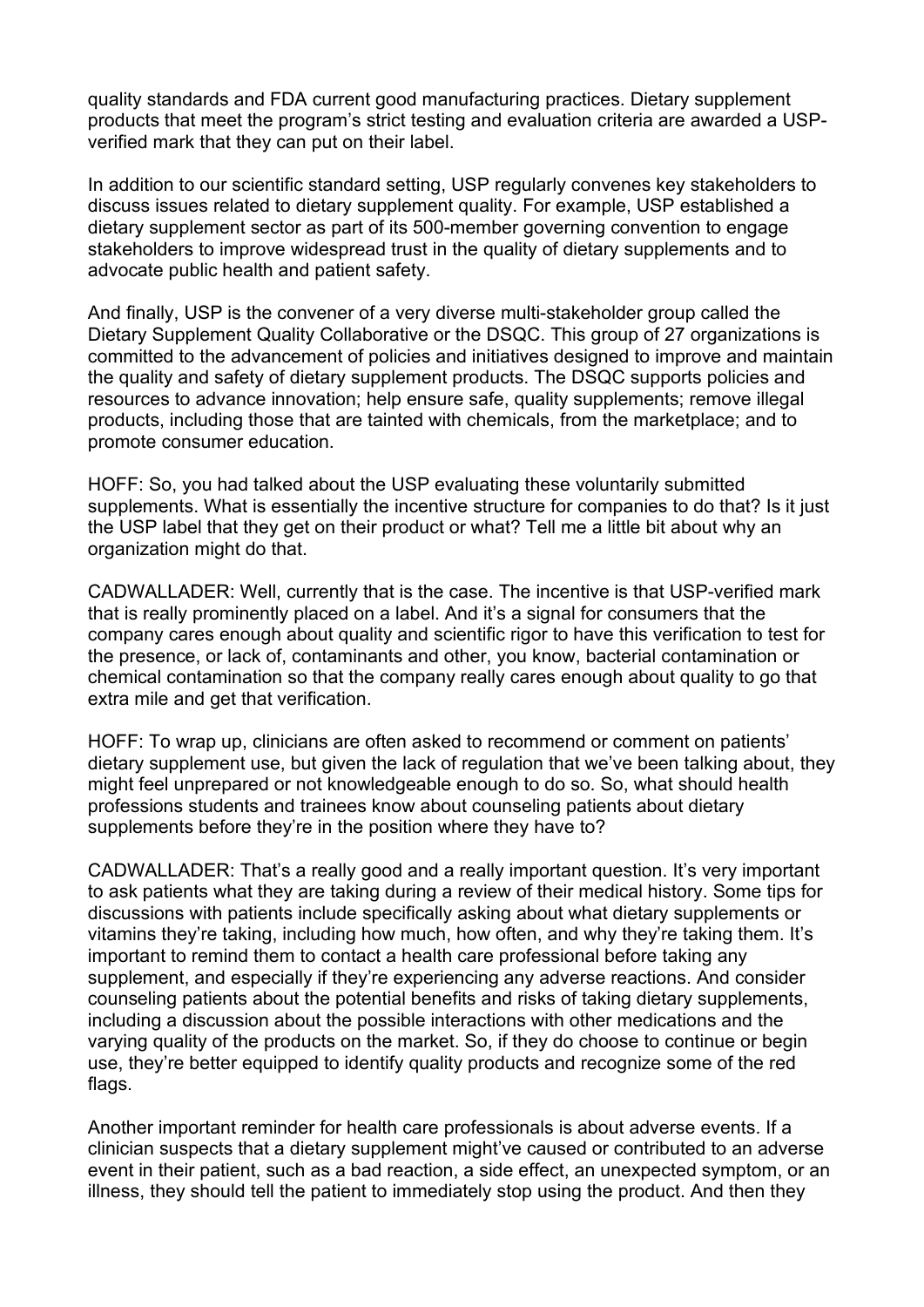quality standards and FDA current good manufacturing practices. Dietary supplement products that meet the program's strict testing and evaluation criteria are awarded a USP-verified mark that they can put on their label.

In addition to our scientific standard setting, USP regularly convenes key stakeholders to discuss issues related to dietary supplement quality. For example, USP established a dietary supplement sector as part of its 500-member governing convention to engage stakeholders to improve widespread trust in the quality of dietary supplements and to advocate public health and patient safety.

And finally, USP is the convener of a very diverse multi-stakeholder group called the Dietary Supplement Quality Collaborative or the DSQC. This group of 27 organizations is committed to the advancement of policies and initiatives designed to improve and maintain the quality and safety of dietary supplement products. The DSQC supports policies and resources to advance innovation; help ensure safe, quality supplements; remove illegal products, including those that are tainted with chemicals, from the marketplace; and to promote consumer education.

HOFF: So, you had talked about the USP evaluating these voluntarily submitted supplements. What is essentially the incentive structure for companies to do that? Is it just the USP label that they get on their product or what? Tell me a little bit about why an organization might do that.

CADWALLADER: Well, currently that is the case. The incentive is that USP-verified mark that is really prominently placed on a label. And it's a signal for consumers that the company cares enough about quality and scientific rigor to have this verification to test for the presence, or lack of, contaminants and other, you know, bacterial contamination or chemical contamination so that the company really cares enough about quality to go that extra mile and get that verification.

HOFF: To wrap up, clinicians are often asked to recommend or comment on patients' dietary supplement use, but given the lack of regulation that we've been talking about, they might feel unprepared or not knowledgeable enough to do so. So, what should health professions students and trainees know about counseling patients about dietary supplements before they're in the position where they have to?

CADWALLADER: That's a really good and a really important question. It's very important to ask patients what they are taking during a review of their medical history. Some tips for discussions with patients include specifically asking about what dietary supplements or vitamins they're taking, including how much, how often, and why they're taking them. It's important to remind them to contact a health care professional before taking any supplement, and especially if they're experiencing any adverse reactions. And consider counseling patients about the potential benefits and risks of taking dietary supplements, including a discussion about the possible interactions with other medications and the varying quality of the products on the market. So, if they do choose to continue or begin use, they're better equipped to identify quality products and recognize some of the red flags.

Another important reminder for health care professionals is about adverse events. If a clinician suspects that a dietary supplement might've caused or contributed to an adverse event in their patient, such as a bad reaction, a side effect, an unexpected symptom, or an illness, they should tell the patient to immediately stop using the product. And then they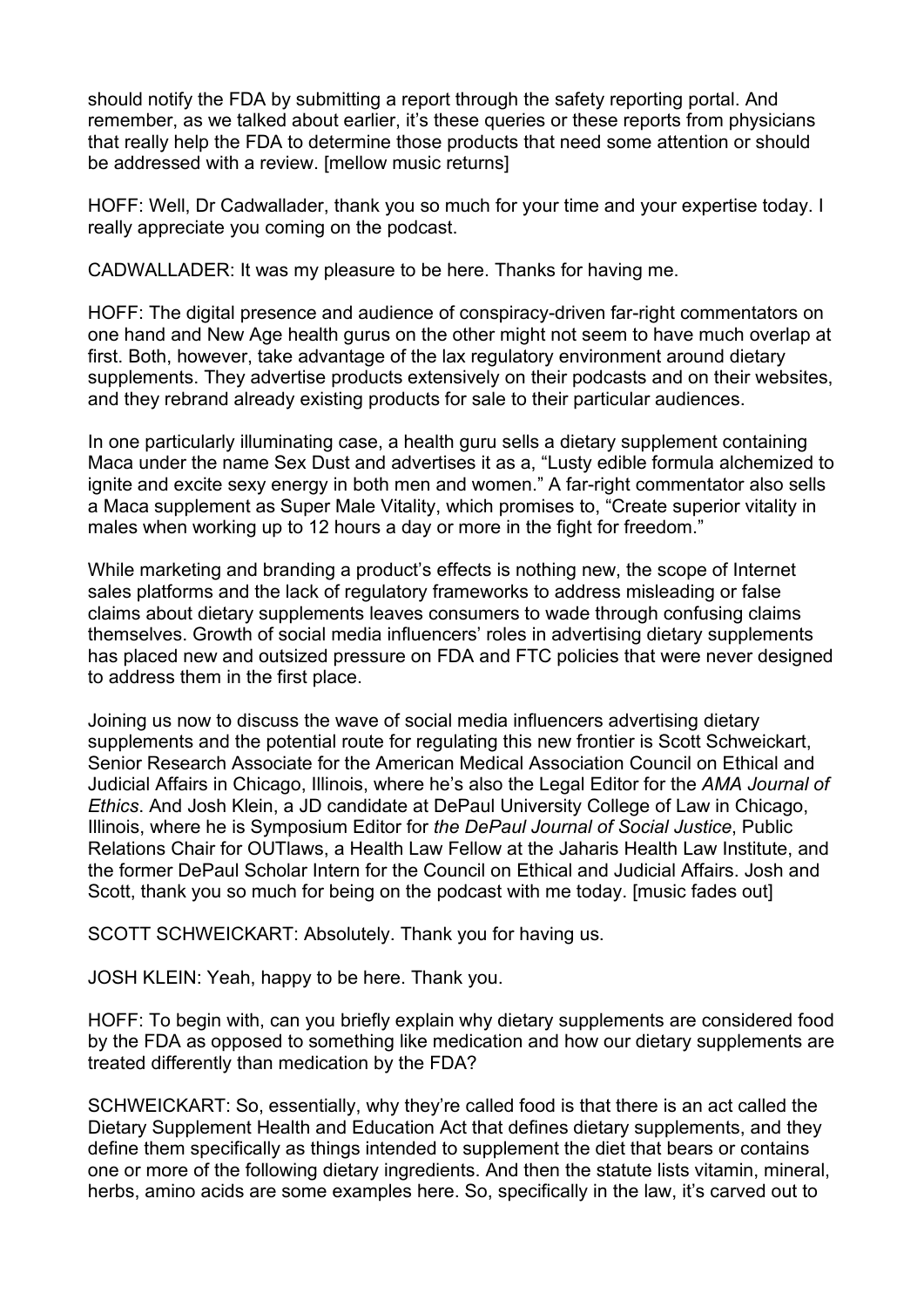should notify the FDA by submitting a report through the safety reporting portal. And remember, as we talked about earlier, it's these queries or these reports from physicians that really help the FDA to determine those products that need some attention or should be addressed with a review. [mellow music returns]

HOFF: Well, Dr Cadwallader, thank you so much for your time and your expertise today. I really appreciate you coming on the podcast.

CADWALLADER: It was my pleasure to be here. Thanks for having me.

HOFF: The digital presence and audience of conspiracy-driven far-right commentators on one hand and New Age health gurus on the other might not seem to have much overlap at first. Both, however, take advantage of the lax regulatory environment around dietary supplements. They advertise products extensively on their podcasts and on their websites, and they rebrand already existing products for sale to their particular audiences.

In one particularly illuminating case, a health guru sells a dietary supplement containing Maca under the name Sex Dust and advertises it as a, "Lusty edible formula alchemized to ignite and excite sexy energy in both men and women." A far-right commentator also sells a Maca supplement as Super Male Vitality, which promises to, "Create superior vitality in males when working up to 12 hours a day or more in the fight for freedom."

While marketing and branding a product's effects is nothing new, the scope of Internet sales platforms and the lack of regulatory frameworks to address misleading or false claims about dietary supplements leaves consumers to wade through confusing claims themselves. Growth of social media influencers' roles in advertising dietary supplements has placed new and outsized pressure on FDA and FTC policies that were never designed to address them in the first place.

Joining us now to discuss the wave of social media influencers advertising dietary supplements and the potential route for regulating this new frontier is Scott Schweickart, Senior Research Associate for the American Medical Association Council on Ethical and Judicial Affairs in Chicago, Illinois, where he's also the Legal Editor for the *AMA Journal of Ethics*. And Josh Klein, a JD candidate at DePaul University College of Law in Chicago, Illinois, where he is Symposium Editor for *the DePaul Journal of Social Justice*, Public Relations Chair for OUTlaws, a Health Law Fellow at the Jaharis Health Law Institute, and the former DePaul Scholar Intern for the Council on Ethical and Judicial Affairs. Josh and Scott, thank you so much for being on the podcast with me today. [music fades out]

SCOTT SCHWEICKART: Absolutely. Thank you for having us.

JOSH KLEIN: Yeah, happy to be here. Thank you.

HOFF: To begin with, can you briefly explain why dietary supplements are considered food by the FDA as opposed to something like medication and how our dietary supplements are treated differently than medication by the FDA?

SCHWEICKART: So, essentially, why they're called food is that there is an act called the Dietary Supplement Health and Education Act that defines dietary supplements, and they define them specifically as things intended to supplement the diet that bears or contains one or more of the following dietary ingredients. And then the statute lists vitamin, mineral, herbs, amino acids are some examples here. So, specifically in the law, it's carved out to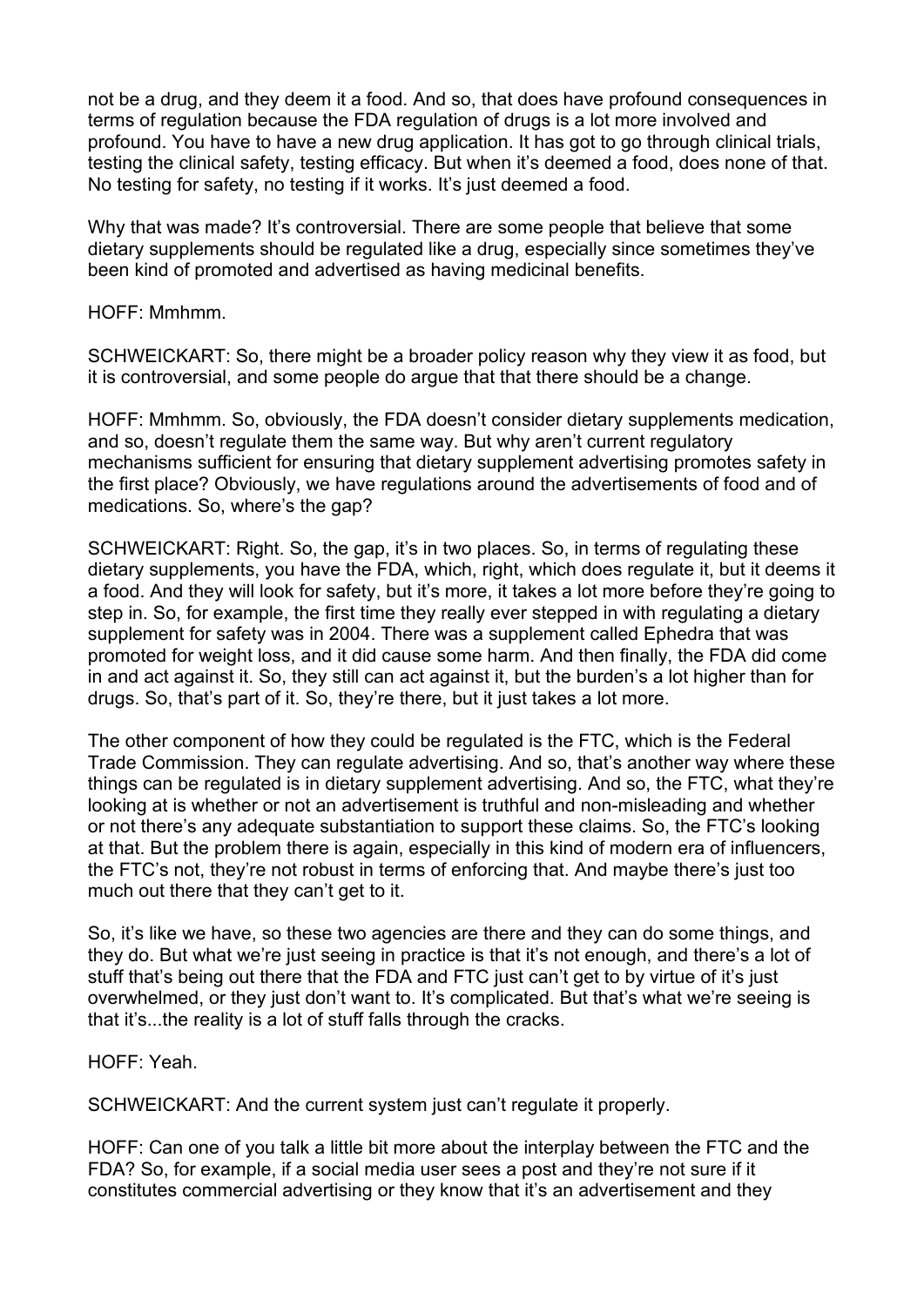not be a drug, and they deem it a food. And so, that does have profound consequences in terms of regulation because the FDA regulation of drugs is a lot more involved and profound. You have to have a new drug application. It has got to go through clinical trials, testing the clinical safety, testing efficacy. But when it's deemed a food, does none of that. No testing for safety, no testing if it works. It's just deemed a food.

Why that was made? It's controversial. There are some people that believe that some dietary supplements should be regulated like a drug, especially since sometimes they've been kind of promoted and advertised as having medicinal benefits.

HOFF: Mmhmm.

SCHWEICKART: So, there might be a broader policy reason why they view it as food, but it is controversial, and some people do argue that that there should be a change.

HOFF: Mmhmm. So, obviously, the FDA doesn't consider dietary supplements medication, and so, doesn't regulate them the same way. But why aren't current regulatory mechanisms sufficient for ensuring that dietary supplement advertising promotes safety in the first place? Obviously, we have regulations around the advertisements of food and of medications. So, where's the gap?

SCHWEICKART: Right. So, the gap, it's in two places. So, in terms of regulating these dietary supplements, you have the FDA, which, right, which does regulate it, but it deems it a food. And they will look for safety, but it's more, it takes a lot more before they're going to step in. So, for example, the first time they really ever stepped in with regulating a dietary supplement for safety was in 2004. There was a supplement called Ephedra that was promoted for weight loss, and it did cause some harm. And then finally, the FDA did come in and act against it. So, they still can act against it, but the burden's a lot higher than for drugs. So, that's part of it. So, they're there, but it just takes a lot more.

The other component of how they could be regulated is the FTC, which is the Federal Trade Commission. They can regulate advertising. And so, that's another way where these things can be regulated is in dietary supplement advertising. And so, the FTC, what they're looking at is whether or not an advertisement is truthful and non-misleading and whether or not there's any adequate substantiation to support these claims. So, the FTC's looking at that. But the problem there is again, especially in this kind of modern era of influencers, the FTC's not, they're not robust in terms of enforcing that. And maybe there's just too much out there that they can't get to it.

So, it's like we have, so these two agencies are there and they can do some things, and they do. But what we're just seeing in practice is that it's not enough, and there's a lot of stuff that's being out there that the FDA and FTC just can't get to by virtue of it's just overwhelmed, or they just don't want to. It's complicated. But that's what we're seeing is that it's...the reality is a lot of stuff falls through the cracks.

HOFF: Yeah.

SCHWEICKART: And the current system just can't regulate it properly.

HOFF: Can one of you talk a little bit more about the interplay between the FTC and the FDA? So, for example, if a social media user sees a post and they're not sure if it constitutes commercial advertising or they know that it's an advertisement and they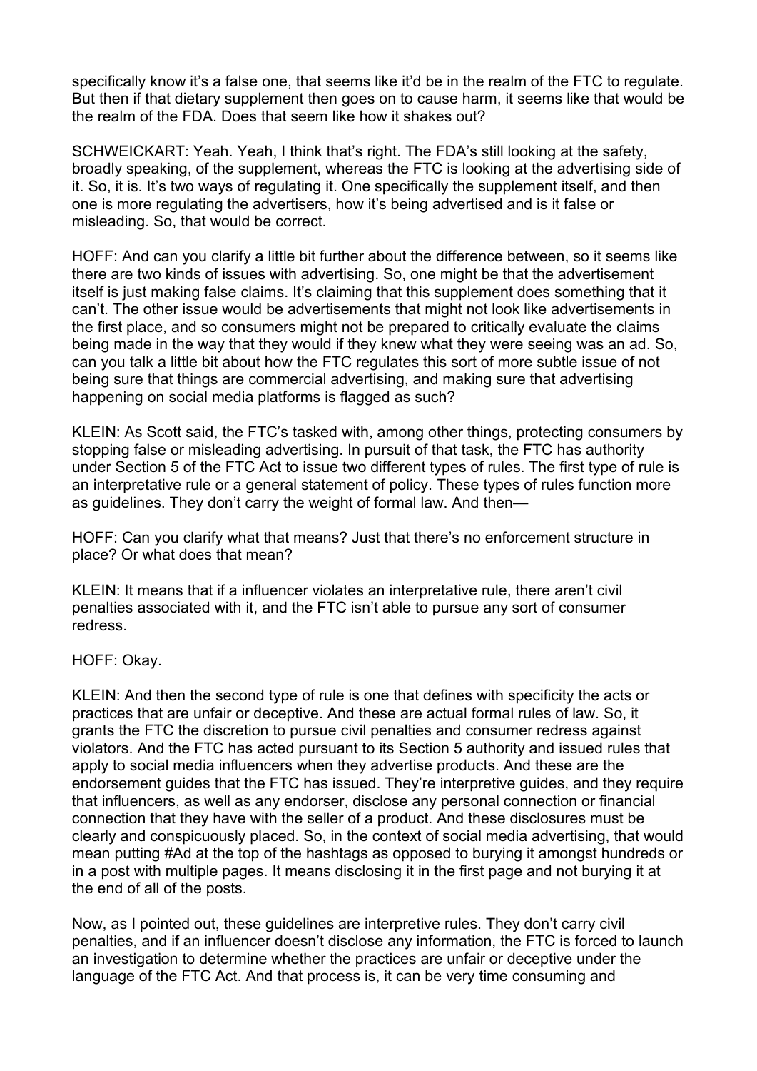specifically know it's a false one, that seems like it'd be in the realm of the FTC to regulate. But then if that dietary supplement then goes on to cause harm, it seems like that would be the realm of the FDA. Does that seem like how it shakes out?

SCHWEICKART: Yeah. Yeah, I think that's right. The FDA's still looking at the safety, broadly speaking, of the supplement, whereas the FTC is looking at the advertising side of it. So, it is. It's two ways of regulating it. One specifically the supplement itself, and then one is more regulating the advertisers, how it's being advertised and is it false or misleading. So, that would be correct.

HOFF: And can you clarify a little bit further about the difference between, so it seems like there are two kinds of issues with advertising. So, one might be that the advertisement itself is just making false claims. It's claiming that this supplement does something that it can't. The other issue would be advertisements that might not look like advertisements in the first place, and so consumers might not be prepared to critically evaluate the claims being made in the way that they would if they knew what they were seeing was an ad. So, can you talk a little bit about how the FTC regulates this sort of more subtle issue of not being sure that things are commercial advertising, and making sure that advertising happening on social media platforms is flagged as such?

KLEIN: As Scott said, the FTC's tasked with, among other things, protecting consumers by stopping false or misleading advertising. In pursuit of that task, the FTC has authority under Section 5 of the FTC Act to issue two different types of rules. The first type of rule is an interpretative rule or a general statement of policy. These types of rules function more as guidelines. They don't carry the weight of formal law. And then—

HOFF: Can you clarify what that means? Just that there's no enforcement structure in place? Or what does that mean?

KLEIN: It means that if a influencer violates an interpretative rule, there aren't civil penalties associated with it, and the FTC isn't able to pursue any sort of consumer redress.

HOFF: Okay.

KLEIN: And then the second type of rule is one that defines with specificity the acts or practices that are unfair or deceptive. And these are actual formal rules of law. So, it grants the FTC the discretion to pursue civil penalties and consumer redress against violators. And the FTC has acted pursuant to its Section 5 authority and issued rules that apply to social media influencers when they advertise products. And these are the endorsement guides that the FTC has issued. They're interpretive guides, and they require that influencers, as well as any endorser, disclose any personal connection or financial connection that they have with the seller of a product. And these disclosures must be clearly and conspicuously placed. So, in the context of social media advertising, that would mean putting #Ad at the top of the hashtags as opposed to burying it amongst hundreds or in a post with multiple pages. It means disclosing it in the first page and not burying it at the end of all of the posts.

Now, as I pointed out, these guidelines are interpretive rules. They don't carry civil penalties, and if an influencer doesn't disclose any information, the FTC is forced to launch an investigation to determine whether the practices are unfair or deceptive under the language of the FTC Act. And that process is, it can be very time consuming and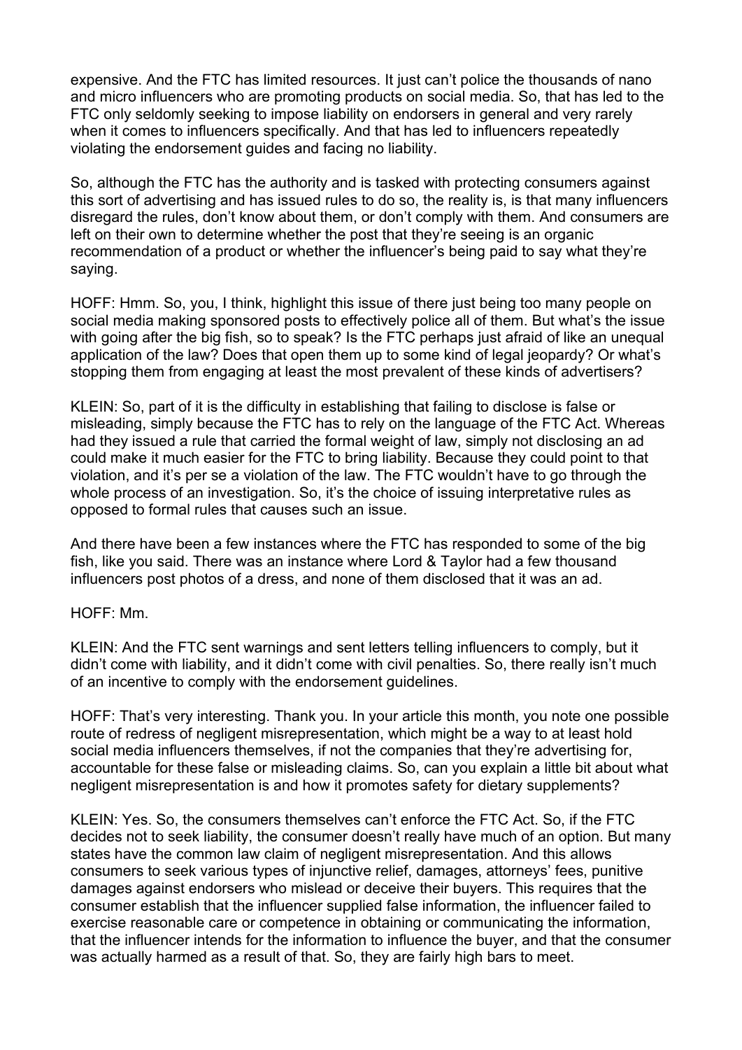expensive. And the FTC has limited resources. It just can't police the thousands of nano and micro influencers who are promoting products on social media. So, that has led to the FTC only seldomly seeking to impose liability on endorsers in general and very rarely when it comes to influencers specifically. And that has led to influencers repeatedly violating the endorsement guides and facing no liability.

So, although the FTC has the authority and is tasked with protecting consumers against this sort of advertising and has issued rules to do so, the reality is, is that many influencers disregard the rules, don't know about them, or don't comply with them. And consumers are left on their own to determine whether the post that they're seeing is an organic recommendation of a product or whether the influencer's being paid to say what they're saying.

HOFF: Hmm. So, you, I think, highlight this issue of there just being too many people on social media making sponsored posts to effectively police all of them. But what's the issue with going after the big fish, so to speak? Is the FTC perhaps just afraid of like an unequal application of the law? Does that open them up to some kind of legal jeopardy? Or what's stopping them from engaging at least the most prevalent of these kinds of advertisers?

KLEIN: So, part of it is the difficulty in establishing that failing to disclose is false or misleading, simply because the FTC has to rely on the language of the FTC Act. Whereas had they issued a rule that carried the formal weight of law, simply not disclosing an ad could make it much easier for the FTC to bring liability. Because they could point to that violation, and it's per se a violation of the law. The FTC wouldn't have to go through the whole process of an investigation. So, it's the choice of issuing interpretative rules as opposed to formal rules that causes such an issue.

And there have been a few instances where the FTC has responded to some of the big fish, like you said. There was an instance where Lord & Taylor had a few thousand influencers post photos of a dress, and none of them disclosed that it was an ad.

HOFF: Mm.

KLEIN: And the FTC sent warnings and sent letters telling influencers to comply, but it didn't come with liability, and it didn't come with civil penalties. So, there really isn't much of an incentive to comply with the endorsement guidelines.

HOFF: That's very interesting. Thank you. In your article this month, you note one possible route of redress of negligent misrepresentation, which might be a way to at least hold social media influencers themselves, if not the companies that they're advertising for, accountable for these false or misleading claims. So, can you explain a little bit about what negligent misrepresentation is and how it promotes safety for dietary supplements?

KLEIN: Yes. So, the consumers themselves can't enforce the FTC Act. So, if the FTC decides not to seek liability, the consumer doesn't really have much of an option. But many states have the common law claim of negligent misrepresentation. And this allows consumers to seek various types of injunctive relief, damages, attorneys' fees, punitive damages against endorsers who mislead or deceive their buyers. This requires that the consumer establish that the influencer supplied false information, the influencer failed to exercise reasonable care or competence in obtaining or communicating the information, that the influencer intends for the information to influence the buyer, and that the consumer was actually harmed as a result of that. So, they are fairly high bars to meet.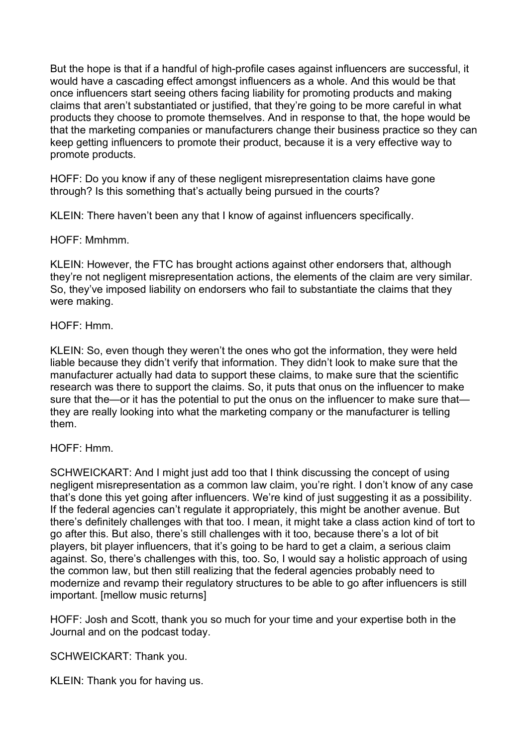But the hope is that if a handful of high-profile cases against influencers are successful, it would have a cascading effect amongst influencers as a whole. And this would be that once influencers start seeing others facing liability for promoting products and making claims that aren't substantiated or justified, that they're going to be more careful in what products they choose to promote themselves. And in response to that, the hope would be that the marketing companies or manufacturers change their business practice so they can keep getting influencers to promote their product, because it is a very effective way to promote products.

HOFF: Do you know if any of these negligent misrepresentation claims have gone through? Is this something that's actually being pursued in the courts?

KLEIN: There haven't been any that I know of against influencers specifically.

HOFF: Mmhmm.

KLEIN: However, the FTC has brought actions against other endorsers that, although they're not negligent misrepresentation actions, the elements of the claim are very similar. So, they've imposed liability on endorsers who fail to substantiate the claims that they were making.

HOFF: Hmm.

KLEIN: So, even though they weren't the ones who got the information, they were held liable because they didn't verify that information. They didn't look to make sure that the manufacturer actually had data to support these claims, to make sure that the scientific research was there to support the claims. So, it puts that onus on the influencer to make sure that the—or it has the potential to put the onus on the influencer to make sure that—they are really looking into what the marketing company or the manufacturer is telling them.

HOFF: Hmm.

SCHWEICKART: And I might just add too that I think discussing the concept of using negligent misrepresentation as a common law claim, you're right. I don't know of any case that's done this yet going after influencers. We're kind of just suggesting it as a possibility. If the federal agencies can't regulate it appropriately, this might be another avenue. But there's definitely challenges with that too. I mean, it might take a class action kind of tort to go after this. But also, there's still challenges with it too, because there's a lot of bit players, bit player influencers, that it's going to be hard to get a claim, a serious claim against. So, there's challenges with this, too. So, I would say a holistic approach of using the common law, but then still realizing that the federal agencies probably need to modernize and revamp their regulatory structures to be able to go after influencers is still important. [mellow music returns]

HOFF: Josh and Scott, thank you so much for your time and your expertise both in the Journal and on the podcast today.

SCHWEICKART: Thank you.

KLEIN: Thank you for having us.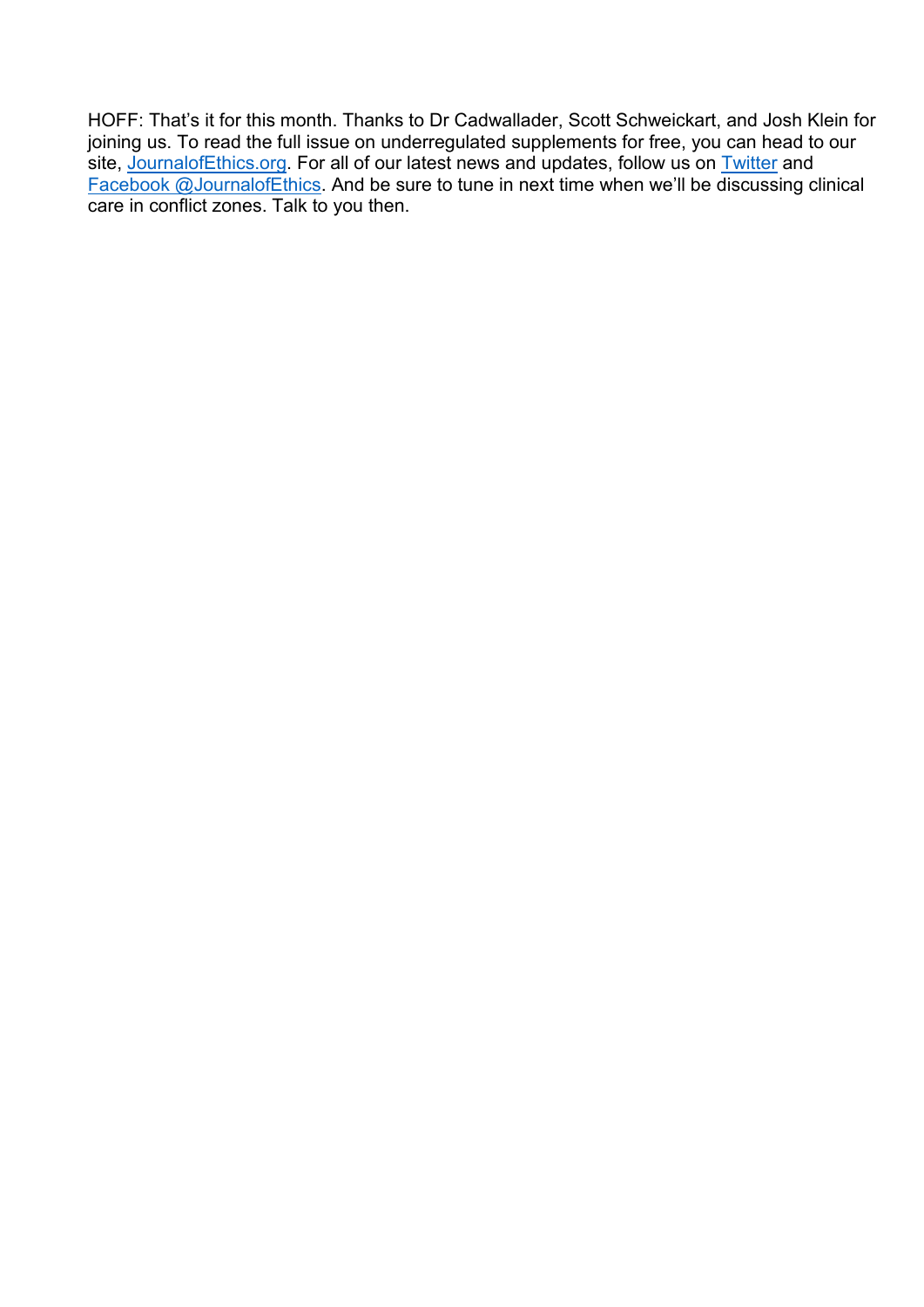HOFF: That's it for this month. Thanks to Dr Cadwallader, Scott Schweickart, and Josh Klein for joining us. To read the full issue on underregulated supplements for free, you can head to our site, [JournalofEthics.org](JournalofEthics.org). For all of our latest news and updates, follow us on [Twitter](Twitter) and [Facebook @JournalofEthics](Facebook). And be sure to tune in next time when we'll be discussing clinical care in conflict zones. Talk to you then.